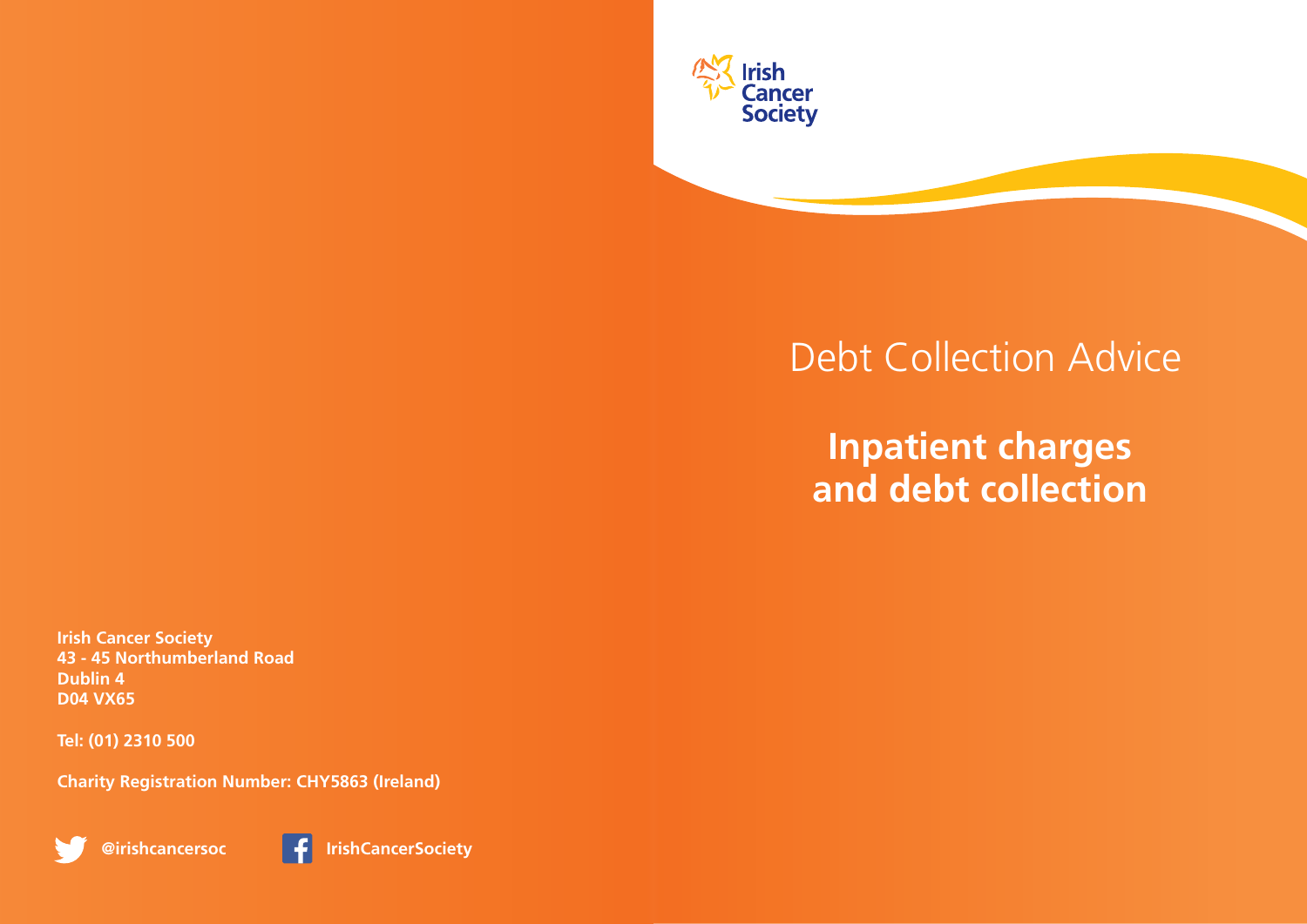Irish Cancer Society

Debt Collection Advice

# Inpatient charges and debt collection

**Irish Cancer Society**
**43 - 45 Northumberland Road**
**Dublin 4**
**D04 VX65**

**Tel: (01) 2310 500**

**Charity Registration Number: CHY5863 (Ireland)**

**@irishcancersoc**

**IrishCancerSociety**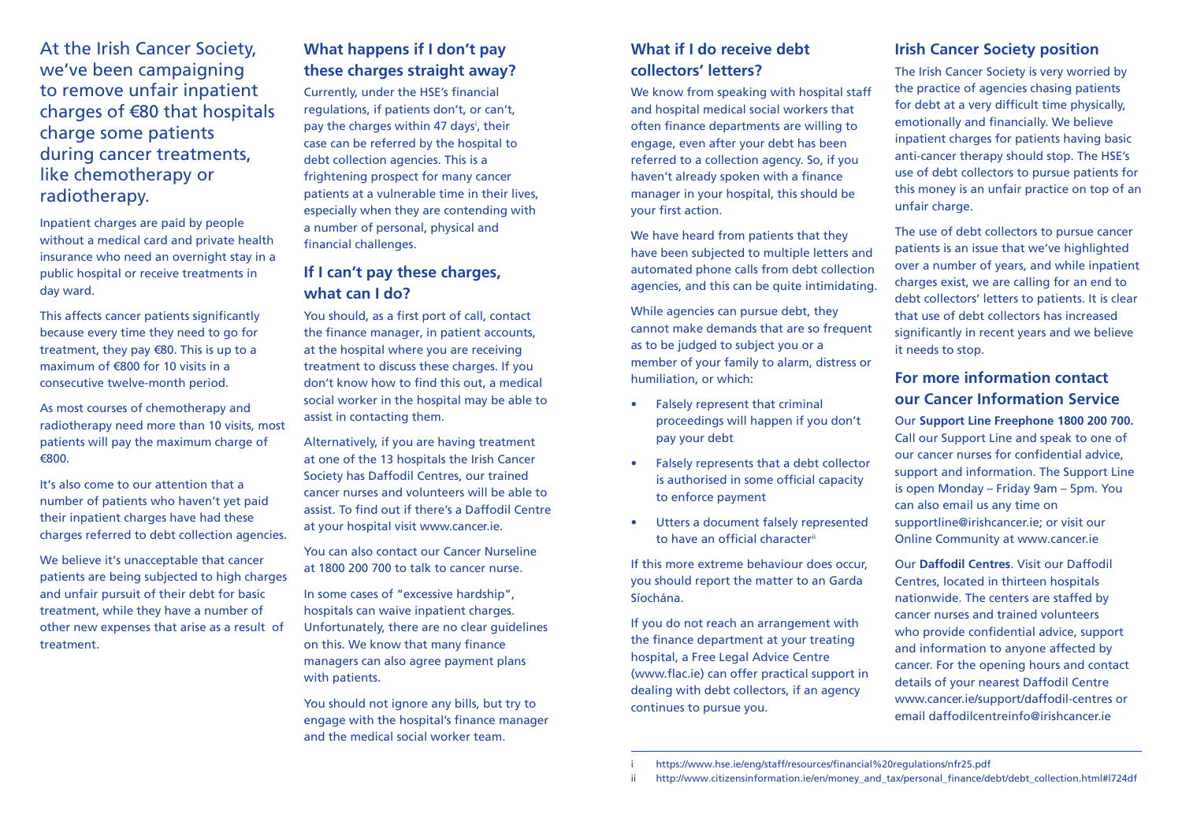At the Irish Cancer Society, we've been campaigning to remove unfair inpatient charges of €80 that hospitals charge some patients during cancer treatments, like chemotherapy or radiotherapy.

Inpatient charges are paid by people without a medical card and private health insurance who need an overnight stay in a public hospital or receive treatments in day ward.

This affects cancer patients significantly because every time they need to go for treatment, they pay €80. This is up to a maximum of €800 for 10 visits in a consecutive twelve-month period.

As most courses of chemotherapy and radiotherapy need more than 10 visits, most patients will pay the maximum charge of €800.

It's also come to our attention that a number of patients who haven't yet paid their inpatient charges have had these charges referred to debt collection agencies.

We believe it's unacceptable that cancer patients are being subjected to high charges and unfair pursuit of their debt for basic treatment, while they have a number of other new expenses that arise as a result of treatment.

## What happens if I don't pay these charges straight away?

Currently, under the HSE's financial regulations, if patients don't, or can't, pay the charges within 47 days[i], their case can be referred by the hospital to debt collection agencies. This is a frightening prospect for many cancer patients at a vulnerable time in their lives, especially when they are contending with a number of personal, physical and financial challenges.

## If I can't pay these charges, what can I do?

You should, as a first port of call, contact the finance manager, in patient accounts, at the hospital where you are receiving treatment to discuss these charges. If you don't know how to find this out, a medical social worker in the hospital may be able to assist in contacting them.

Alternatively, if you are having treatment at one of the 13 hospitals the Irish Cancer Society has Daffodil Centres, our trained cancer nurses and volunteers will be able to assist. To find out if there's a Daffodil Centre at your hospital visit www.cancer.ie.

You can also contact our Cancer Nurseline at 1800 200 700 to talk to cancer nurse.

In some cases of "excessive hardship", hospitals can waive inpatient charges. Unfortunately, there are no clear guidelines on this. We know that many finance managers can also agree payment plans with patients.

You should not ignore any bills, but try to engage with the hospital's finance manager and the medical social worker team.

## What if I do receive debt collectors' letters?

We know from speaking with hospital staff and hospital medical social workers that often finance departments are willing to engage, even after your debt has been referred to a collection agency. So, if you haven't already spoken with a finance manager in your hospital, this should be your first action.

We have heard from patients that they have been subjected to multiple letters and automated phone calls from debt collection agencies, and this can be quite intimidating.

While agencies can pursue debt, they cannot make demands that are so frequent as to be judged to subject you or a member of your family to alarm, distress or humiliation, or which:

- Falsely represent that criminal proceedings will happen if you don't pay your debt
- Falsely represents that a debt collector is authorised in some official capacity to enforce payment
- Utters a document falsely represented to have an official character[ii]

If this more extreme behaviour does occur, you should report the matter to an Garda Síochána.

If you do not reach an arrangement with the finance department at your treating hospital, a Free Legal Advice Centre (www.flac.ie) can offer practical support in dealing with debt collectors, if an agency continues to pursue you.

## Irish Cancer Society position

The Irish Cancer Society is very worried by the practice of agencies chasing patients for debt at a very difficult time physically, emotionally and financially. We believe inpatient charges for patients having basic anti-cancer therapy should stop. The HSE's use of debt collectors to pursue patients for this money is an unfair practice on top of an unfair charge.

The use of debt collectors to pursue cancer patients is an issue that we've highlighted over a number of years, and while inpatient charges exist, we are calling for an end to debt collectors' letters to patients. It is clear that use of debt collectors has increased significantly in recent years and we believe it needs to stop.

## For more information contact our Cancer Information Service

Our **Support Line Freephone 1800 200 700.** Call our Support Line and speak to one of our cancer nurses for confidential advice, support and information. The Support Line is open Monday – Friday 9am – 5pm. You can also email us any time on supportline@irishcancer.ie; or visit our Online Community at www.cancer.ie

Our **Daffodil Centres**. Visit our Daffodil Centres, located in thirteen hospitals nationwide. The centers are staffed by cancer nurses and trained volunteers who provide confidential advice, support and information to anyone affected by cancer. For the opening hours and contact details of your nearest Daffodil Centre www.cancer.ie/support/daffodil-centres or email daffodilcentreinfo@irishcancer.ie

---

i https://www.hse.ie/eng/staff/resources/financial%20regulations/nfr25.pdf

ii http://www.citizensinformation.ie/en/money_and_tax/personal_finance/debt/debt_collection.html#l724df